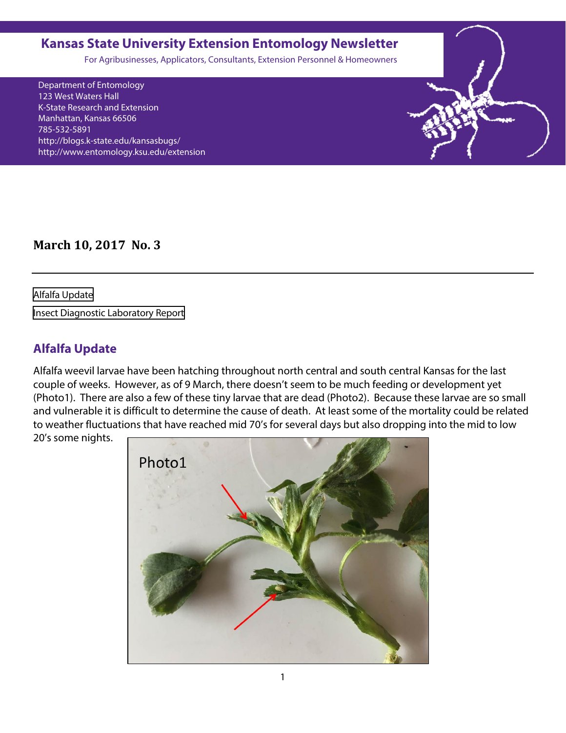# Kansas State University Extension Entomology Newsletter

For Agribusinesses, Applicators, Consultants, Extension Personnel & Homeowners

Department of Entomology
123 West Waters Hall
K-State Research and Extension
Manhattan, Kansas 66506
785-532-5891
http://blogs.k-state.edu/kansasbugs/
http://www.entomology.ksu.edu/extension

**March 10, 2017 No. 3**

---

Alfalfa Update

Insect Diagnostic Laboratory Report

## Alfalfa Update

Alfalfa weevil larvae have been hatching throughout north central and south central Kansas for the last couple of weeks. However, as of 9 March, there doesn't seem to be much feeding or development yet (Photo1). There are also a few of these tiny larvae that are dead (Photo2). Because these larvae are so small and vulnerable it is difficult to determine the cause of death. At least some of the mortality could be related to weather fluctuations that have reached mid 70's for several days but also dropping into the mid to low 20's some nights.

Photo1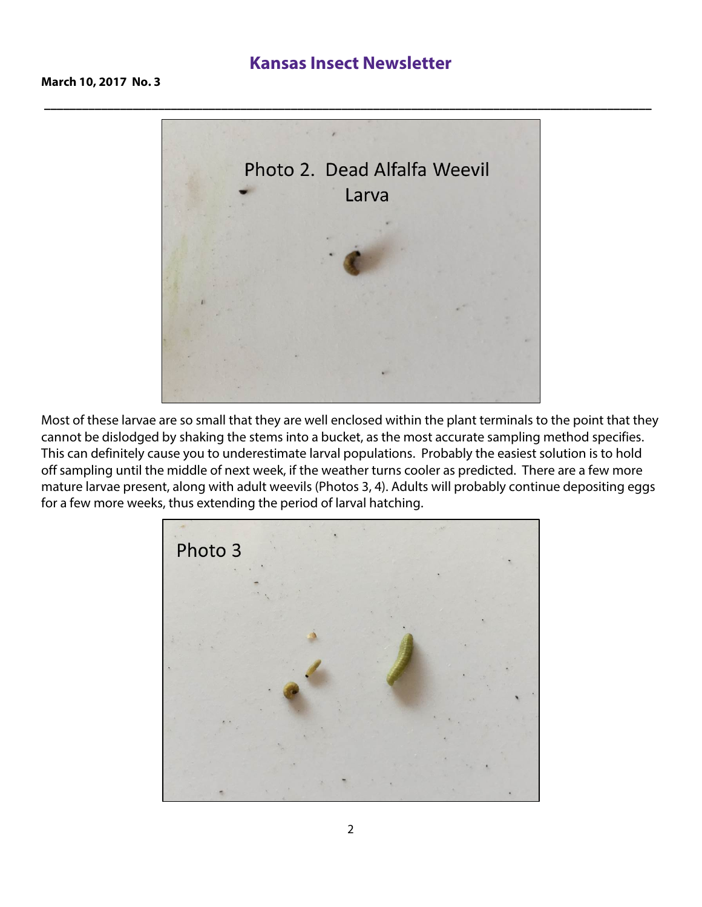Photo 2. Dead Alfalfa Weevil Larva

Most of these larvae are so small that they are well enclosed within the plant terminals to the point that they cannot be dislodged by shaking the stems into a bucket, as the most accurate sampling method specifies. This can definitely cause you to underestimate larval populations. Probably the easiest solution is to hold off sampling until the middle of next week, if the weather turns cooler as predicted. There are a few more mature larvae present, along with adult weevils (Photos 3, 4). Adults will probably continue depositing eggs for a few more weeks, thus extending the period of larval hatching.

Photo 3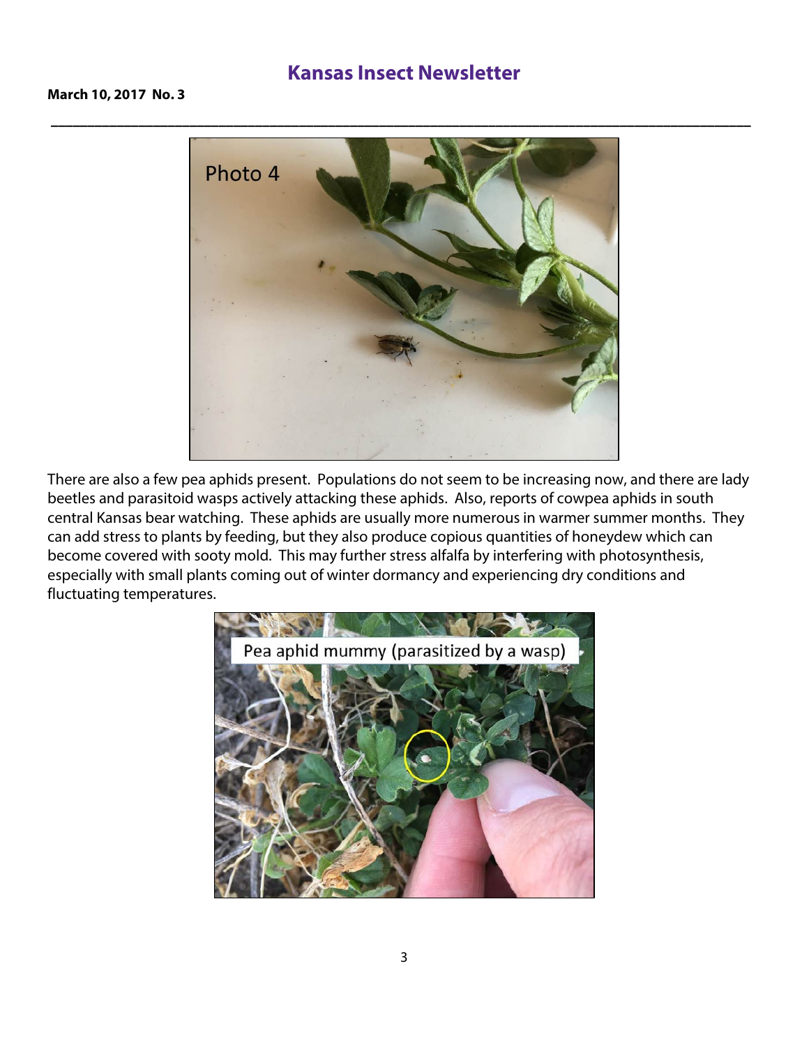There are also a few pea aphids present. Populations do not seem to be increasing now, and there are lady beetles and parasitoid wasps actively attacking these aphids. Also, reports of cowpea aphids in south central Kansas bear watching. These aphids are usually more numerous in warmer summer months. They can add stress to plants by feeding, but they also produce copious quantities of honeydew which can become covered with sooty mold. This may further stress alfalfa by interfering with photosynthesis, especially with small plants coming out of winter dormancy and experiencing dry conditions and fluctuating temperatures.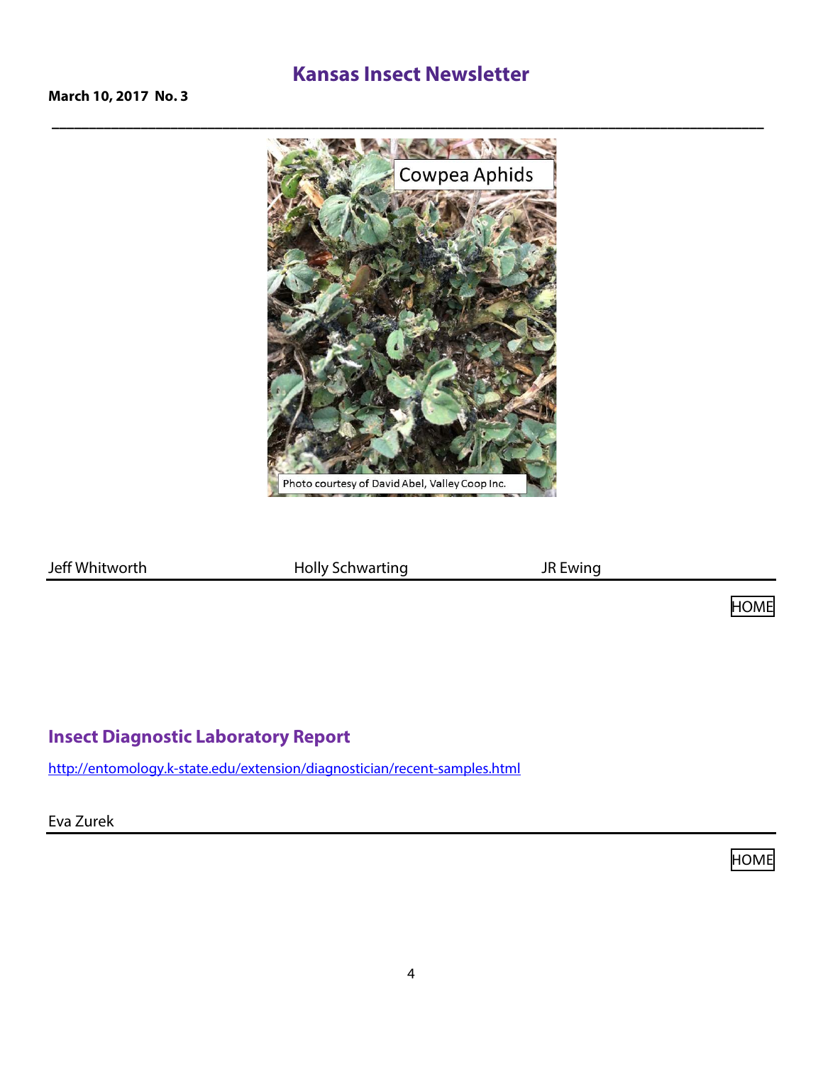# Kansas Insect Newsletter

**March 10, 2017 No. 3**

Cowpea Aphids

Photo courtesy of David Abel, Valley Coop Inc.

Jeff Whitworth Holly Schwarting JR Ewing

HOME

## Insect Diagnostic Laboratory Report

http://entomology.k-state.edu/extension/diagnostician/recent-samples.html

Eva Zurek

HOME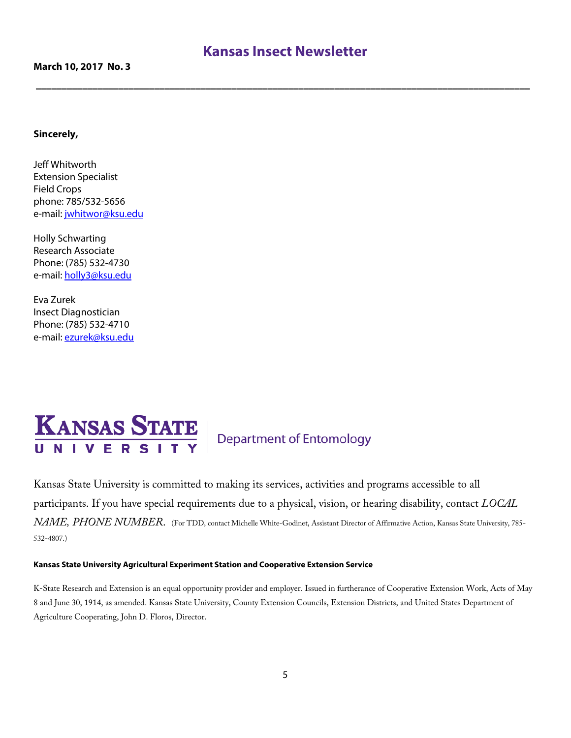**Sincerely,**

Jeff Whitworth
Extension Specialist
Field Crops
phone: 785/532-5656
e-mail: jwhitwor@ksu.edu

Holly Schwarting
Research Associate
Phone: (785) 532-4730
e-mail: holly3@ksu.edu

Eva Zurek
Insect Diagnostician
Phone: (785) 532-4710
e-mail: ezurek@ksu.edu

**KANSAS STATE UNIVERSITY** | Department of Entomology

Kansas State University is committed to making its services, activities and programs accessible to all participants. If you have special requirements due to a physical, vision, or hearing disability, contact *LOCAL NAME, PHONE NUMBER*. (For TDD, contact Michelle White-Godinet, Assistant Director of Affirmative Action, Kansas State University, 785-532-4807.)

**Kansas State University Agricultural Experiment Station and Cooperative Extension Service**

K-State Research and Extension is an equal opportunity provider and employer. Issued in furtherance of Cooperative Extension Work, Acts of May 8 and June 30, 1914, as amended. Kansas State University, County Extension Councils, Extension Districts, and United States Department of Agriculture Cooperating, John D. Floros, Director.